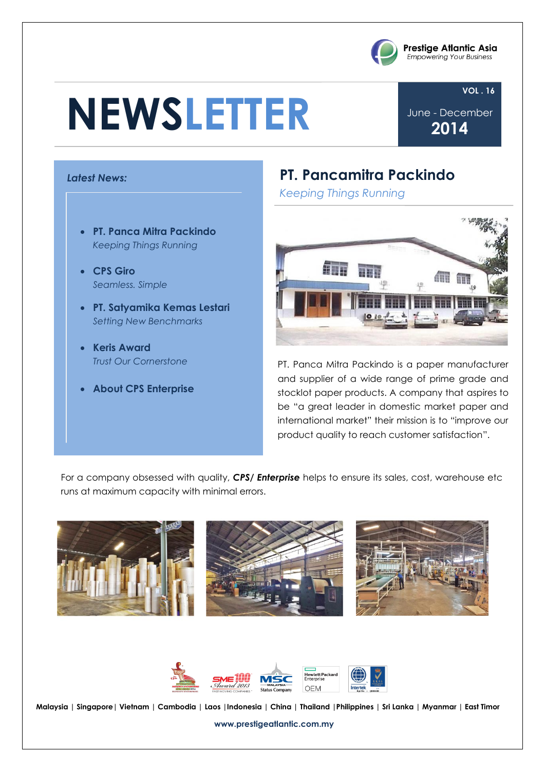Prestige Atlantic Asia
*Empowering Your Business*

# NEWSLETTER

**VOL . 16**

June - December
**2014**

*Latest News:*

- **PT. Panca Mitra Packindo**
  *Keeping Things Running*
- **CPS Giro**
  *Seamless. Simple*
- **PT. Satyamika Kemas Lestari**
  *Setting New Benchmarks*
- **Keris Award**
  *Trust Our Cornerstone*
- **About CPS Enterprise**

## PT. Pancamitra Packindo

*Keeping Things Running*

PT. Panca Mitra Packindo is a paper manufacturer and supplier of a wide range of prime grade and stocklot paper products. A company that aspires to be "a great leader in domestic market paper and international market" their mission is to "improve our product quality to reach customer satisfaction".

For a company obsessed with quality, ***CPS/ Enterprise*** helps to ensure its sales, cost, warehouse etc runs at maximum capacity with minimal errors.

**Malaysia | Singapore | Vietnam | Cambodia | Laos | Indonesia | China | Thailand | Philippines | Sri Lanka | Myanmar | East Timor**

**www.prestigeatlantic.com.my**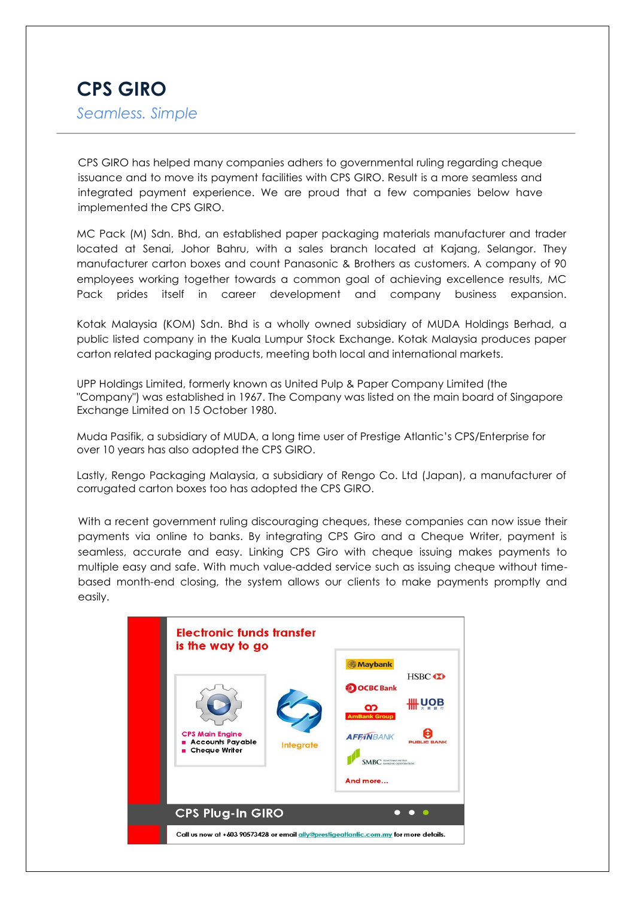# CPS GIRO

*Seamless. Simple*

CPS GIRO has helped many companies adhers to governmental ruling regarding cheque issuance and to move its payment facilities with CPS GIRO. Result is a more seamless and integrated payment experience. We are proud that a few companies below have implemented the CPS GIRO.

MC Pack (M) Sdn. Bhd, an established paper packaging materials manufacturer and trader located at Senai, Johor Bahru, with a sales branch located at Kajang, Selangor. They manufacturer carton boxes and count Panasonic & Brothers as customers. A company of 90 employees working together towards a common goal of achieving excellence results, MC Pack prides itself in career development and company business expansion.

Kotak Malaysia (KOM) Sdn. Bhd is a wholly owned subsidiary of MUDA Holdings Berhad, a public listed company in the Kuala Lumpur Stock Exchange. Kotak Malaysia produces paper carton related packaging products, meeting both local and international markets.

UPP Holdings Limited, formerly known as United Pulp & Paper Company Limited (the "Company") was established in 1967. The Company was listed on the main board of Singapore Exchange Limited on 15 October 1980.

Muda Pasifik, a subsidiary of MUDA, a long time user of Prestige Atlantic's CPS/Enterprise for over 10 years has also adopted the CPS GIRO.

Lastly, Rengo Packaging Malaysia, a subsidiary of Rengo Co. Ltd (Japan), a manufacturer of corrugated carton boxes too has adopted the CPS GIRO.

With a recent government ruling discouraging cheques, these companies can now issue their payments via online to banks. By integrating CPS Giro and a Cheque Writer, payment is seamless, accurate and easy. Linking CPS Giro with cheque issuing makes payments to multiple easy and safe. With much value-added service such as issuing cheque without time-based month-end closing, the system allows our clients to make payments promptly and easily.

**Electronic funds transfer is the way to go**

CPS Main Engine
- Accounts Payable
- Cheque Writer

Integrate

Maybank, HSBC, OCBC Bank, UOB, AmBank Group, AFFIN BANK, PUBLIC BANK, SMBC

And more...

**CPS Plug-In GIRO**

Call us now at +603 90573428 or email ally@prestigeatlantic.com.my for more details.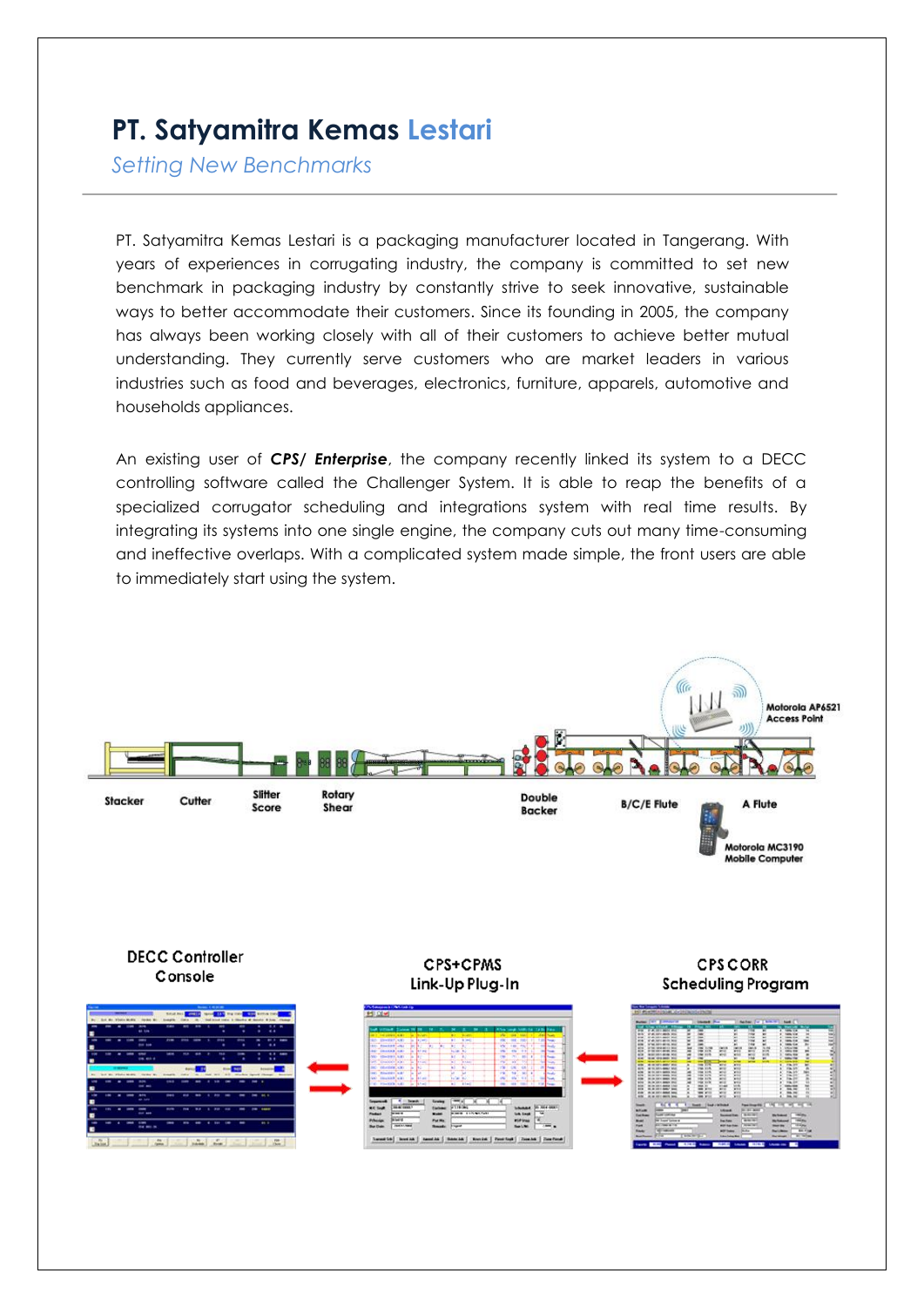# PT. Satyamitra Kemas Lestari

*Setting New Benchmarks*

PT. Satyamitra Kemas Lestari is a packaging manufacturer located in Tangerang. With years of experiences in corrugating industry, the company is committed to set new benchmark in packaging industry by constantly strive to seek innovative, sustainable ways to better accommodate their customers. Since its founding in 2005, the company has always been working closely with all of their customers to achieve better mutual understanding. They currently serve customers who are market leaders in various industries such as food and beverages, electronics, furniture, apparels, automotive and households appliances.

An existing user of ***CPS/ Enterprise***, the company recently linked its system to a DECC controlling software called the Challenger System. It is able to reap the benefits of a specialized corrugator scheduling and integrations system with real time results. By integrating its systems into one single engine, the company cuts out many time-consuming and ineffective overlaps. With a complicated system made simple, the front users are able to immediately start using the system.

Motorola AP6521 Access Point

Stacker | Cutter | Slitter Score | Rotary Shear | Double Backer | B/C/E Flute | A Flute

Motorola MC3190 Mobile Computer

DECC Controller Console

CPS+CPMS Link-Up Plug-In

CPS CORR Scheduling Program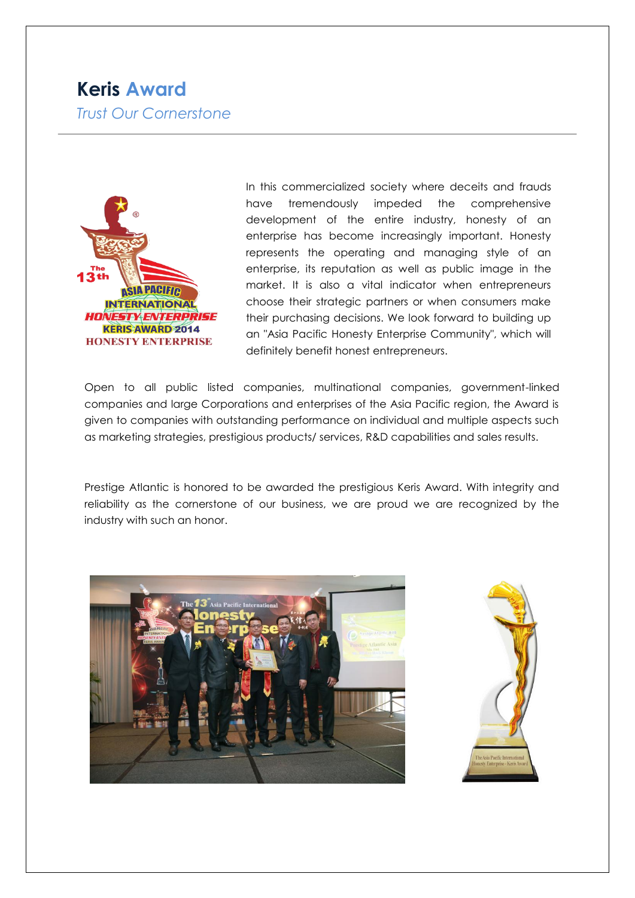# Keris Award

*Trust Our Cornerstone*

In this commercialized society where deceits and frauds have tremendously impeded the comprehensive development of the entire industry, honesty of an enterprise has become increasingly important. Honesty represents the operating and managing style of an enterprise, its reputation as well as public image in the market. It is also a vital indicator when entrepreneurs choose their strategic partners or when consumers make their purchasing decisions. We look forward to building up an "Asia Pacific Honesty Enterprise Community", which will definitely benefit honest entrepreneurs.

Open to all public listed companies, multinational companies, government-linked companies and large Corporations and enterprises of the Asia Pacific region, the Award is given to companies with outstanding performance on individual and multiple aspects such as marketing strategies, prestigious products/ services, R&D capabilities and sales results.

Prestige Atlantic is honored to be awarded the prestigious Keris Award. With integrity and reliability as the cornerstone of our business, we are proud we are recognized by the industry with such an honor.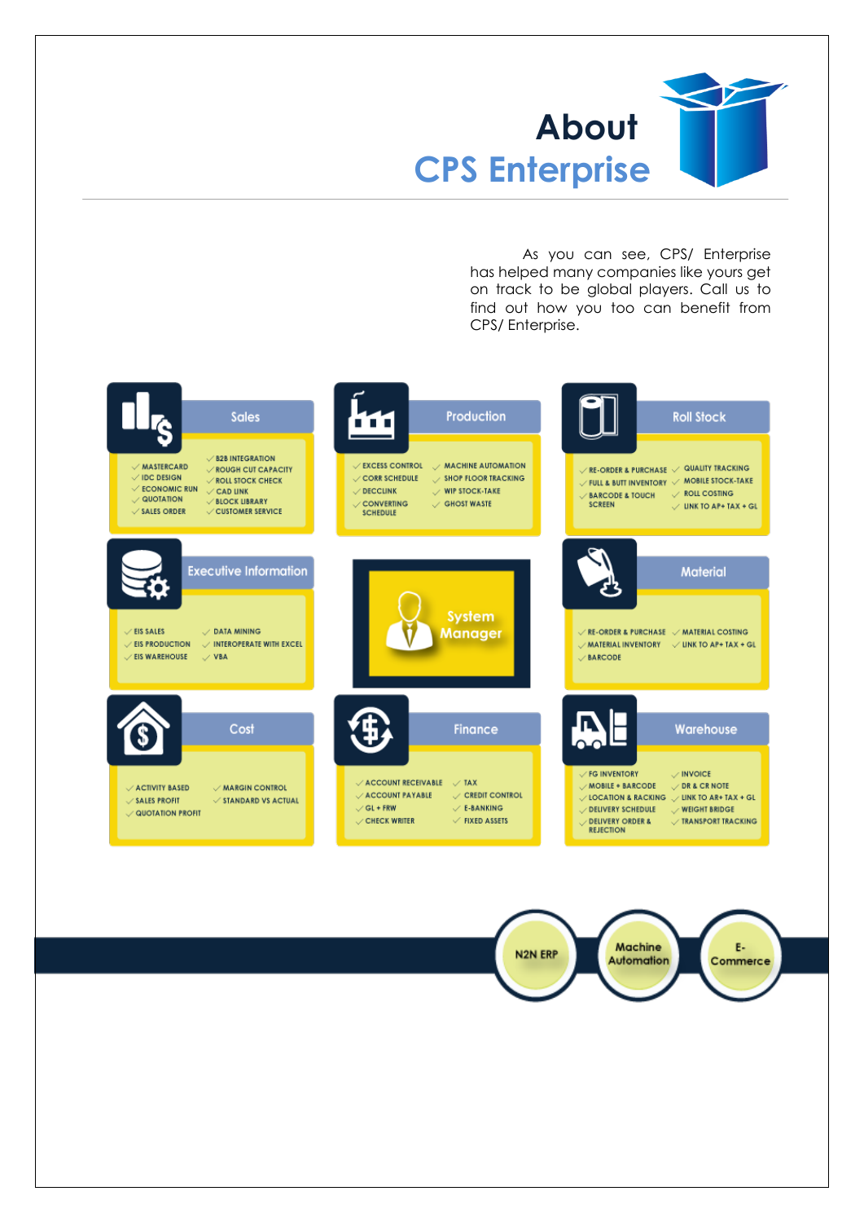# About
# CPS Enterprise

As you can see, CPS/ Enterprise has helped many companies like yours get on track to be global players. Call us to find out how you can benefit from CPS/ Enterprise.

### Sales

- MASTERCARD
- IDC DESIGN
- ECONOMIC RUN
- QUOTATION
- SALES ORDER
- B2B INTEGRATION
- ROUGH CUT CAPACITY
- ROLL STOCK CHECK
- CAD LINK
- BLOCK LIBRARY
- CUSTOMER SERVICE

### Production

- EXCESS CONTROL
- CORR SCHEDULE
- DECCLINK
- CONVERTING SCHEDULE
- MACHINE AUTOMATION
- SHOP FLOOR TRACKING
- WIP STOCK-TAKE
- GHOST WASTE

### Roll Stock

- RE-ORDER & PURCHASE
- FULL & BUTT INVENTORY
- BARCODE & TOUCH SCREEN
- QUALITY TRACKING
- MOBILE STOCK-TAKE
- ROLL COSTING
- LINK TO AP+ TAX + GL

### Executive Information

- EIS SALES
- EIS PRODUCTION
- EIS WAREHOUSE
- DATA MINING
- INTEROPERATE WITH EXCEL
- VBA

### System Manager

### Material

- RE-ORDER & PURCHASE
- MATERIAL INVENTORY
- BARCODE
- MATERIAL COSTING
- LINK TO AP+ TAX + GL

### Cost

- ACTIVITY BASED
- SALES PROFIT
- QUOTATION PROFIT
- MARGIN CONTROL
- STANDARD VS ACTUAL

### Finance

- ACCOUNT RECEIVABLE
- ACCOUNT PAYABLE
- GL + FRW
- CHECK WRITER
- TAX
- CREDIT CONTROL
- E-BANKING
- FIXED ASSETS

### Warehouse

- FG INVENTORY
- MOBILE + BARCODE
- LOCATION & RACKING
- DELIVERY SCHEDULE
- DELIVERY ORDER & REJECTION
- INVOICE
- DR & CR NOTE
- LINK TO AR+ TAX + GL
- WEIGHT BRIDGE
- TRANSPORT TRACKING

N2N ERP

Machine Automation

E-Commerce